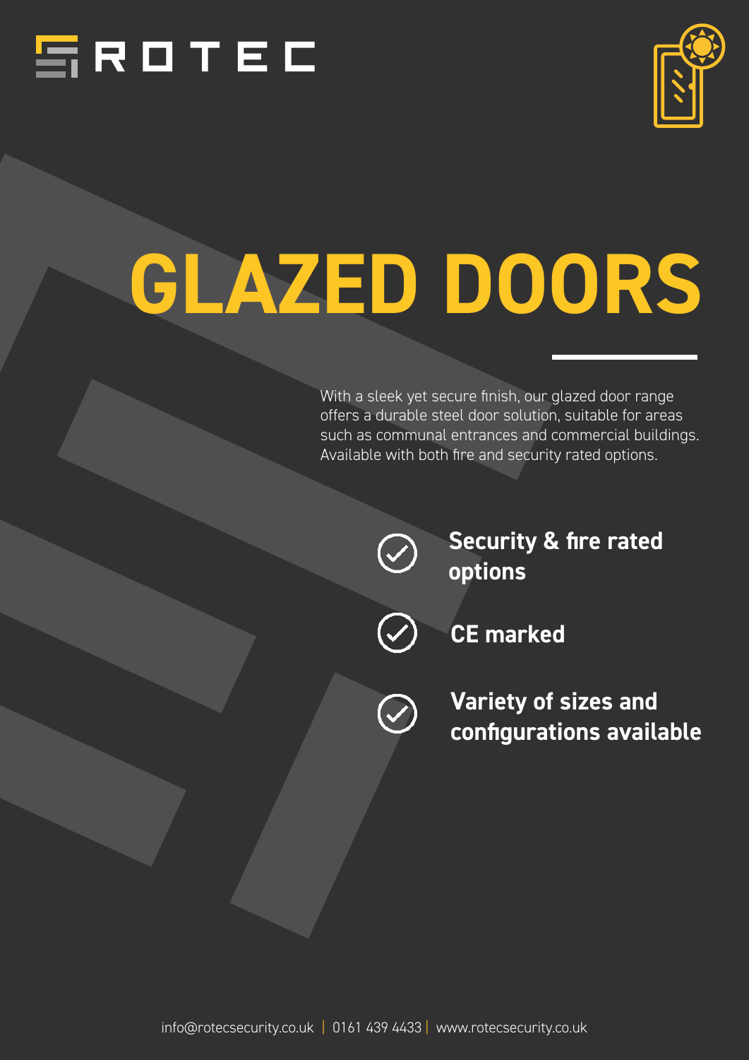ROTEC

# GLAZED DOORS

With a sleek yet secure finish, our glazed door range offers a durable steel door solution, suitable for areas such as communal entrances and commercial buildings. Available with both fire and security rated options.

- **Security & fire rated options**
- **CE marked**
- **Variety of sizes and configurations available**

info@rotecsecurity.co.uk | 0161 439 4433 | www.rotecsecurity.co.uk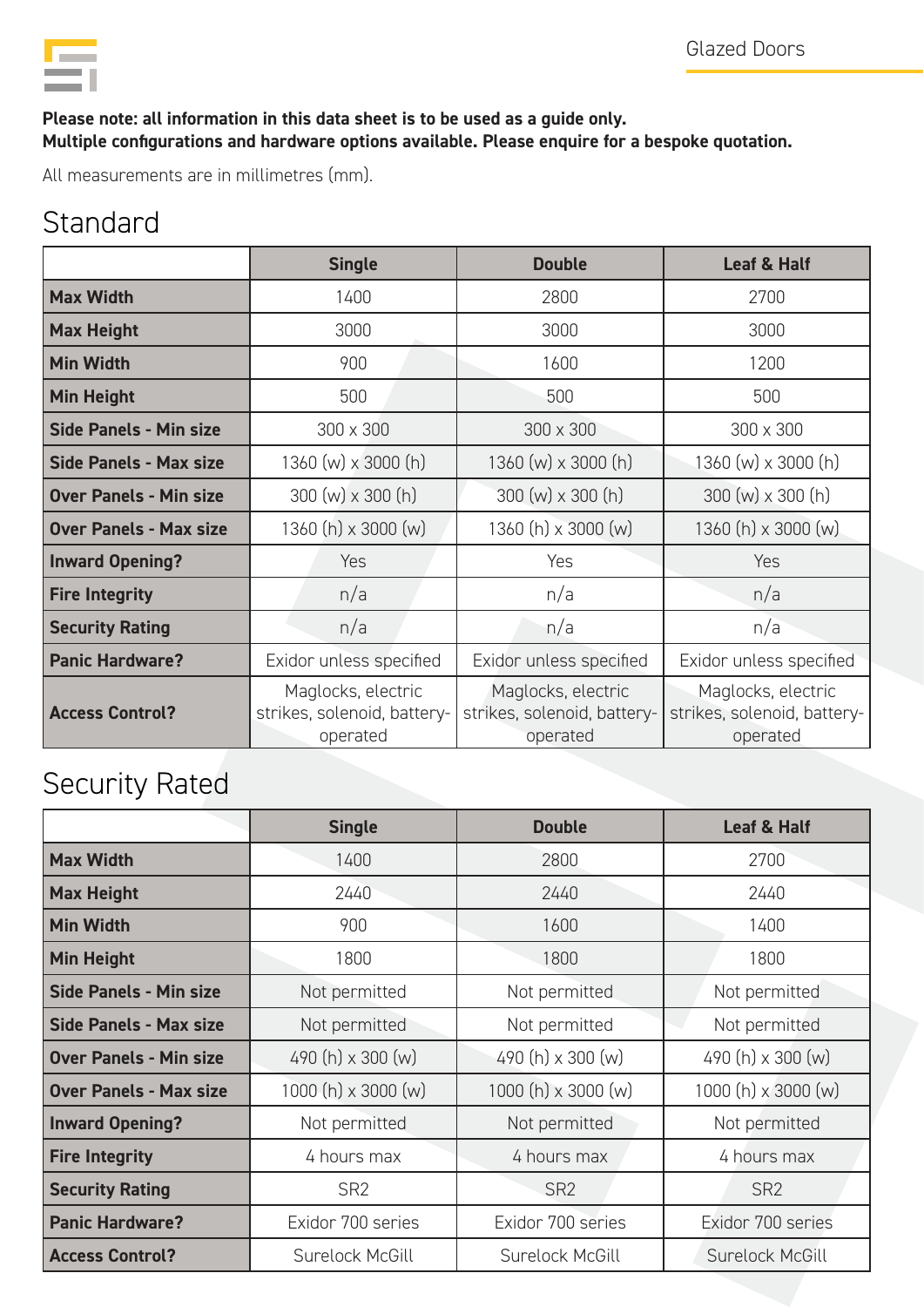**Please note: all information in this data sheet is to be used as a guide only.**
**Multiple configurations and hardware options available. Please enquire for a bespoke quotation.**

All measurements are in millimetres (mm).

## Standard

| | Single | Double | Leaf & Half |
|---|---|---|---|
| **Max Width** | 1400 | 2800 | 2700 |
| **Max Height** | 3000 | 3000 | 3000 |
| **Min Width** | 900 | 1600 | 1200 |
| **Min Height** | 500 | 500 | 500 |
| **Side Panels - Min size** | 300 x 300 | 300 x 300 | 300 x 300 |
| **Side Panels - Max size** | 1360 (w) x 3000 (h) | 1360 (w) x 3000 (h) | 1360 (w) x 3000 (h) |
| **Over Panels - Min size** | 300 (w) x 300 (h) | 300 (w) x 300 (h) | 300 (w) x 300 (h) |
| **Over Panels - Max size** | 1360 (h) x 3000 (w) | 1360 (h) x 3000 (w) | 1360 (h) x 3000 (w) |
| **Inward Opening?** | Yes | Yes | Yes |
| **Fire Integrity** | n/a | n/a | n/a |
| **Security Rating** | n/a | n/a | n/a |
| **Panic Hardware?** | Exidor unless specified | Exidor unless specified | Exidor unless specified |
| **Access Control?** | Maglocks, electric strikes, solenoid, battery-operated | Maglocks, electric strikes, solenoid, battery-operated | Maglocks, electric strikes, solenoid, battery-operated |

## Security Rated

| | Single | Double | Leaf & Half |
|---|---|---|---|
| **Max Width** | 1400 | 2800 | 2700 |
| **Max Height** | 2440 | 2440 | 2440 |
| **Min Width** | 900 | 1600 | 1400 |
| **Min Height** | 1800 | 1800 | 1800 |
| **Side Panels - Min size** | Not permitted | Not permitted | Not permitted |
| **Side Panels - Max size** | Not permitted | Not permitted | Not permitted |
| **Over Panels - Min size** | 490 (h) x 300 (w) | 490 (h) x 300 (w) | 490 (h) x 300 (w) |
| **Over Panels - Max size** | 1000 (h) x 3000 (w) | 1000 (h) x 3000 (w) | 1000 (h) x 3000 (w) |
| **Inward Opening?** | Not permitted | Not permitted | Not permitted |
| **Fire Integrity** | 4 hours max | 4 hours max | 4 hours max |
| **Security Rating** | SR2 | SR2 | SR2 |
| **Panic Hardware?** | Exidor 700 series | Exidor 700 series | Exidor 700 series |
| **Access Control?** | Surelock McGill | Surelock McGill | Surelock McGill |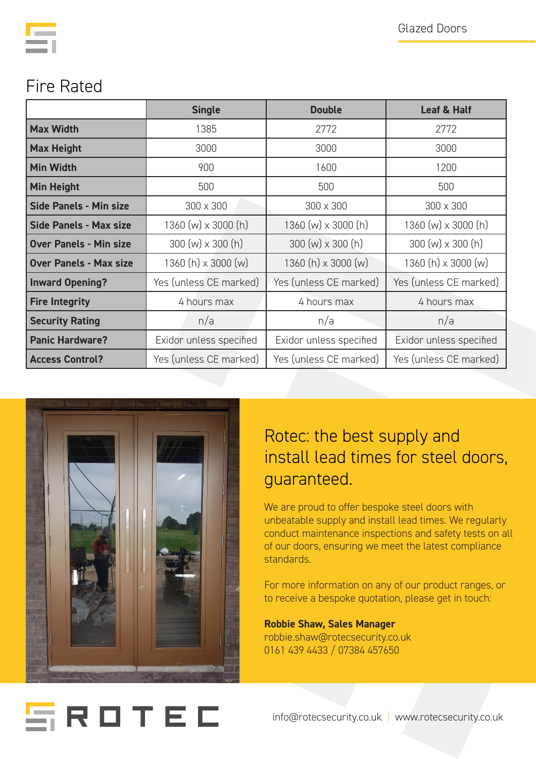Glazed Doors

## Fire Rated

| | Single | Double | Leaf & Half |
|---|---|---|---|
| **Max Width** | 1385 | 2772 | 2772 |
| **Max Height** | 3000 | 3000 | 3000 |
| **Min Width** | 900 | 1600 | 1200 |
| **Min Height** | 500 | 500 | 500 |
| **Side Panels - Min size** | 300 x 300 | 300 x 300 | 300 x 300 |
| **Side Panels - Max size** | 1360 (w) x 3000 (h) | 1360 (w) x 3000 (h) | 1360 (w) x 3000 (h) |
| **Over Panels - Min size** | 300 (w) x 300 (h) | 300 (w) x 300 (h) | 300 (w) x 300 (h) |
| **Over Panels - Max size** | 1360 (h) x 3000 (w) | 1360 (h) x 3000 (w) | 1360 (h) x 3000 (w) |
| **Inward Opening?** | Yes (unless CE marked) | Yes (unless CE marked) | Yes (unless CE marked) |
| **Fire Integrity** | 4 hours max | 4 hours max | 4 hours max |
| **Security Rating** | n/a | n/a | n/a |
| **Panic Hardware?** | Exidor unless specified | Exidor unless specified | Exidor unless specified |
| **Access Control?** | Yes (unless CE marked) | Yes (unless CE marked) | Yes (unless CE marked) |

## Rotec: the best supply and install lead times for steel doors, guaranteed.

We are proud to offer bespoke steel doors with unbeatable supply and install lead times. We regularly conduct maintenance inspections and safety tests on all of our doors, ensuring we meet the latest compliance standards.

For more information on any of our product ranges, or to receive a bespoke quotation, please get in touch:

**Robbie Shaw, Sales Manager**
robbie.shaw@rotecsecurity.co.uk
0161 439 4433 / 07384 457650

ROTEC

info@rotecsecurity.co.uk | www.rotecsecurity.co.uk